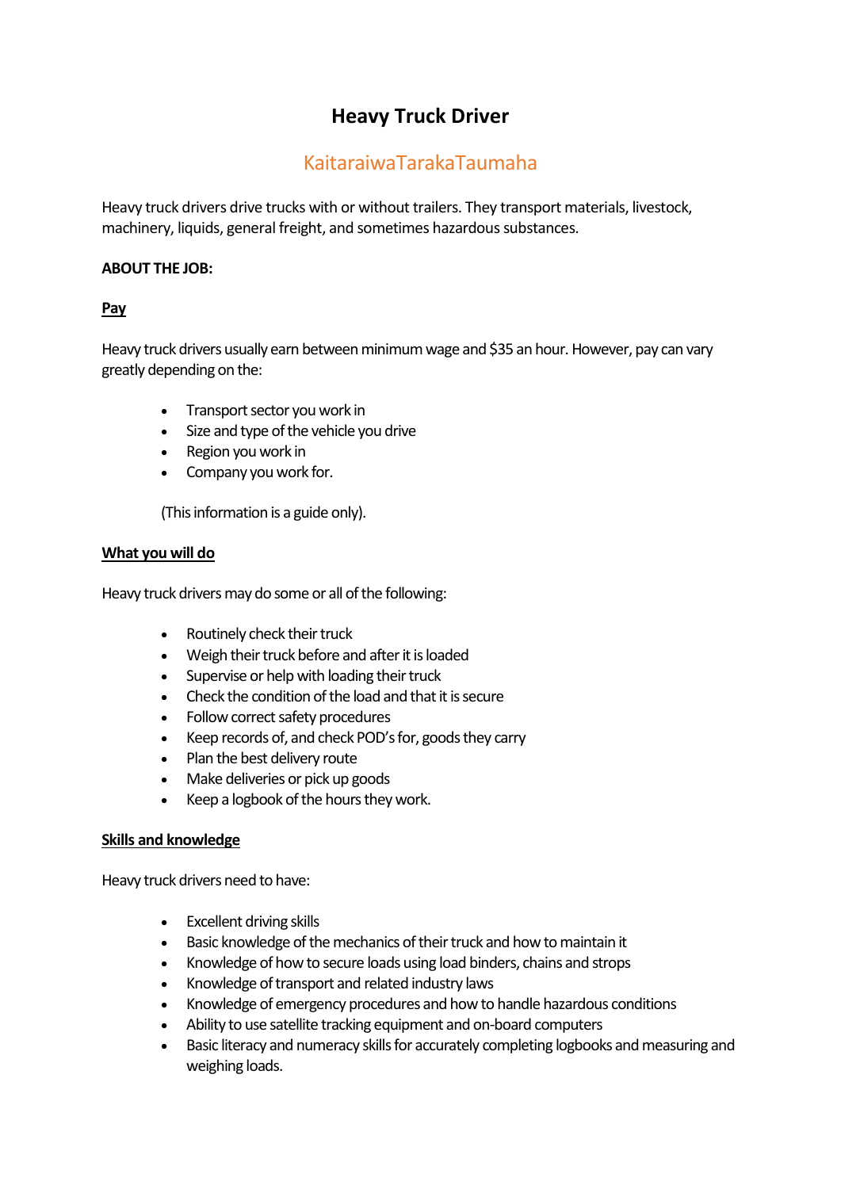# Heavy Truck Driver

## KaitaraiwaTarakaTaumaha

Heavy truck drivers drive trucks with or without trailers. They transport materials, livestock, machinery, liquids, general freight, and sometimes hazardous substances.

**ABOUT THE JOB:**

**Pay**

Heavy truck drivers usually earn between minimum wage and $35 an hour. However, pay can vary greatly depending on the:

- Transport sector you work in
- Size and type of the vehicle you drive
- Region you work in
- Company you work for.

(This information is a guide only).

**What you will do**

Heavy truck drivers may do some or all of the following:

- Routinely check their truck
- Weigh their truck before and after it is loaded
- Supervise or help with loading their truck
- Check the condition of the load and that it is secure
- Follow correct safety procedures
- Keep records of, and check POD's for, goods they carry
- Plan the best delivery route
- Make deliveries or pick up goods
- Keep a logbook of the hours they work.

**Skills and knowledge**

Heavy truck drivers need to have:

- Excellent driving skills
- Basic knowledge of the mechanics of their truck and how to maintain it
- Knowledge of how to secure loads using load binders, chains and strops
- Knowledge of transport and related industry laws
- Knowledge of emergency procedures and how to handle hazardous conditions
- Ability to use satellite tracking equipment and on-board computers
- Basic literacy and numeracy skills for accurately completing logbooks and measuring and weighing loads.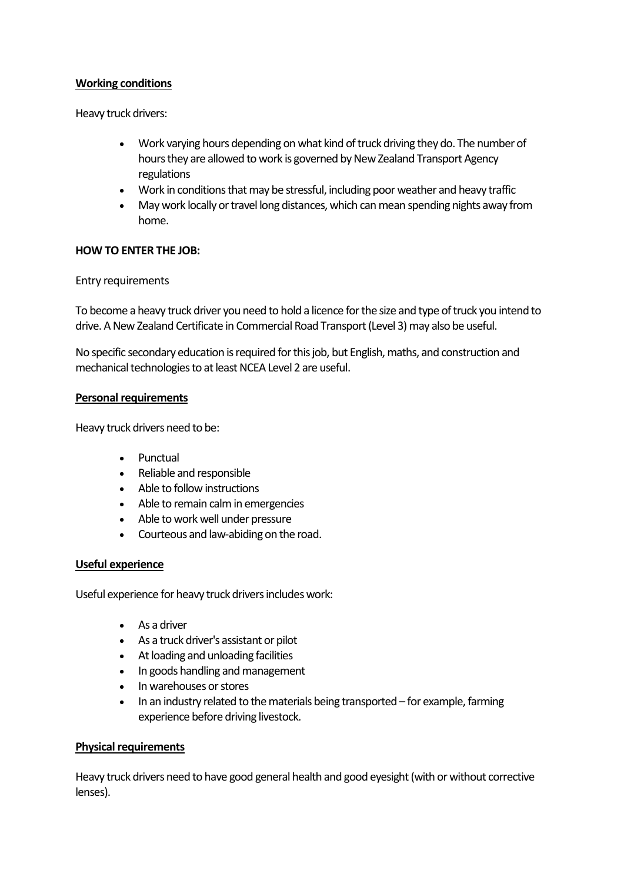**Working conditions**

Heavy truck drivers:

- Work varying hours depending on what kind of truck driving they do. The number of hours they are allowed to work is governed by New Zealand Transport Agency regulations
- Work in conditions that may be stressful, including poor weather and heavy traffic
- May work locally or travel long distances, which can mean spending nights away from home.

**HOW TO ENTER THE JOB:**

Entry requirements

To become a heavy truck driver you need to hold a licence for the size and type of truck you intend to drive. A New Zealand Certificate in Commercial Road Transport (Level 3) may also be useful.

No specific secondary education is required for this job, but English, maths, and construction and mechanical technologies to at least NCEA Level 2 are useful.

**Personal requirements**

Heavy truck drivers need to be:

- Punctual
- Reliable and responsible
- Able to follow instructions
- Able to remain calm in emergencies
- Able to work well under pressure
- Courteous and law-abiding on the road.

**Useful experience**

Useful experience for heavy truck drivers includes work:

- As a driver
- As a truck driver's assistant or pilot
- At loading and unloading facilities
- In goods handling and management
- In warehouses or stores
- In an industry related to the materials being transported – for example, farming experience before driving livestock.

**Physical requirements**

Heavy truck drivers need to have good general health and good eyesight (with or without corrective lenses).